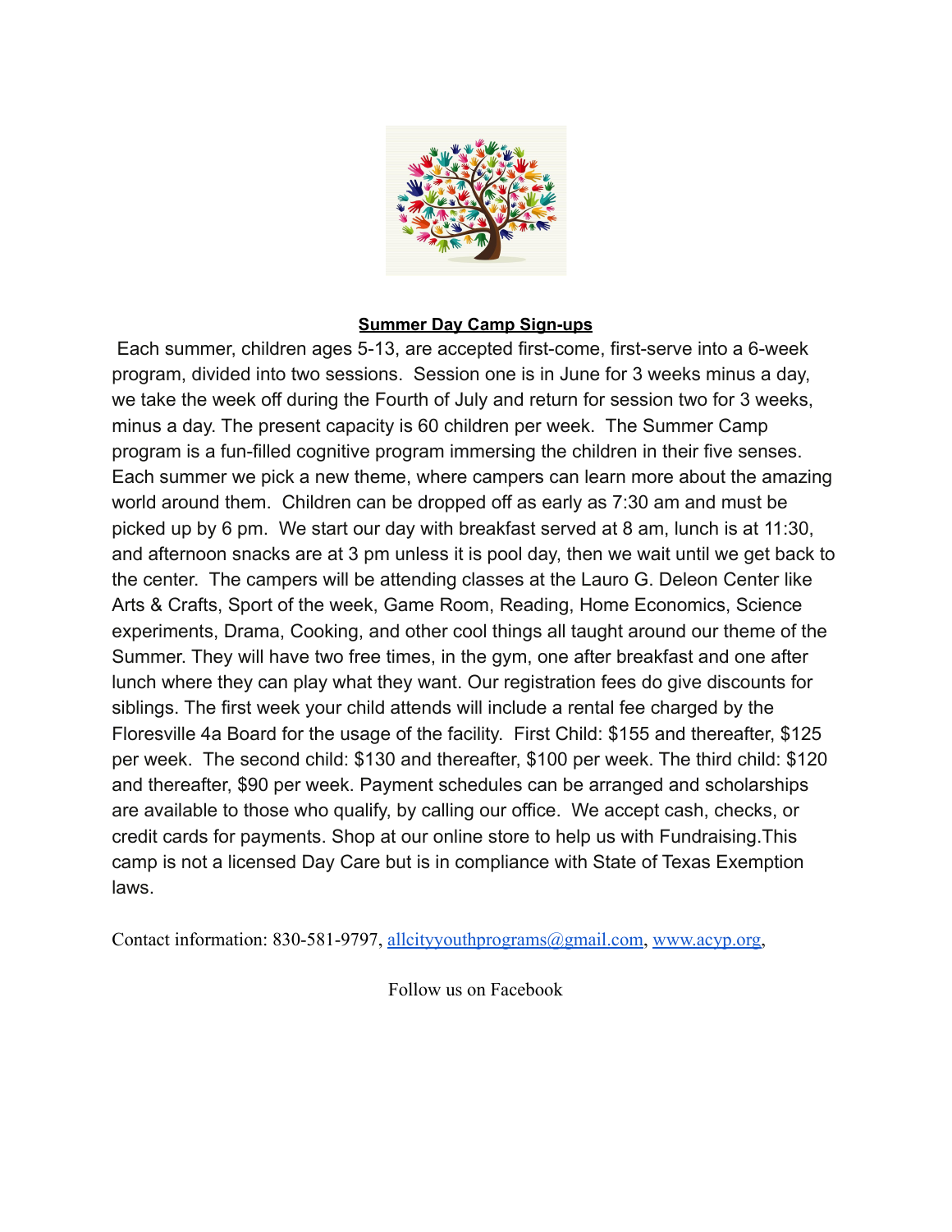**Summary Day Camp Sign-ups**

Each summer, children ages 5-13, are accepted first-come, first-serve into a 6-week program, divided into two sessions. Session one is in June for 3 weeks minus a day, we take the week off during the Fourth of July and return for session two for 3 weeks, minus a day. The present capacity is 60 children per week. The Summer Camp program is a fun-filled cognitive program immersing the children in their five senses. Each summer we pick a new theme, where campers can learn more about the amazing world around them. Children can be dropped off as early as 7:30 am and must be picked up by 6 pm. We start our day with breakfast served at 8 am, lunch is at 11:30, and afternoon snacks are at 3 pm unless it is pool day, then we wait until we get back to the center. The campers will be attending classes at the Lauro G. Deleon Center like Arts & Crafts, Sport of the week, Game Room, Reading, Home Economics, Science experiments, Drama, Cooking, and other cool things all taught around our theme of the Summer. They will have two free times, in the gym, one after breakfast and one after lunch where they can play what they want. Our registration fees do give discounts for siblings. The first week your child attends will include a rental fee charged by the Floresville 4a Board for the usage of the facility. First Child: $155 and thereafter, $125 per week. The second child: $130 and thereafter, $100 per week. The third child: $120 and thereafter, $90 per week. Payment schedules can be arranged and scholarships are available to those who qualify, by calling our office. We accept cash, checks, or credit cards for payments. Shop at our online store to help us with Fundraising.This camp is not a licensed Day Care but is in compliance with State of Texas Exemption laws.

Contact information: 830-581-9797, allcityyouthprograms@gmail.com, www.acyp.org,

Follow us on Facebook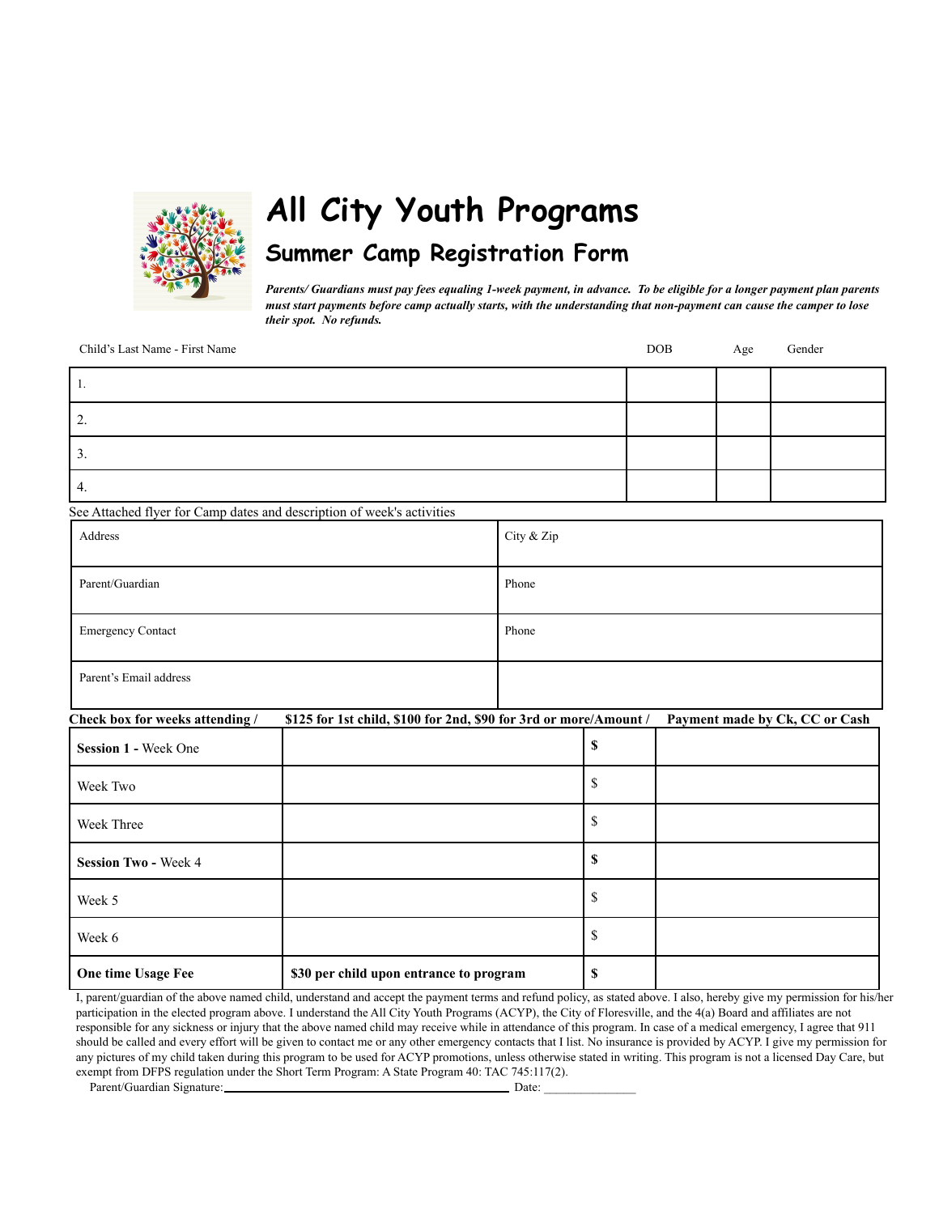# All City Youth Programs

## Summer Camp Registration Form

***Parents/ Guardians must pay fees equaling 1-week payment, in advance. To be eligible for a longer payment plan parents must start payments before camp actually starts, with the understanding that non-payment can cause the camper to lose their spot. No refunds.***

| Child's Last Name - First Name | DOB | Age | Gender |
|---|---|---|---|
| 1. | | | |
| 2. | | | |
| 3. | | | |
| 4. | | | |

See Attached flyer for Camp dates and description of week's activities

| | |
|---|---|
| Address | City & Zip |
| Parent/Guardian | Phone |
| Emergency Contact | Phone |
| Parent's Email address | |

| **Check box for weeks attending /** | **$125 for 1st child, $100 for 2nd, $90 for 3rd or more/Amount /** | | **Payment made by Ck, CC or Cash** |
|---|---|---|---|
| **Session 1 -** Week One | | **$** | |
| Week Two | | $ | |
| Week Three | | $ | |
| **Session Two -** Week 4 | | **$** | |
| Week 5 | | $ | |
| Week 6 | | $ | |
| **One time Usage Fee** | **$30 per child upon entrance to program** | **$** | |

I, parent/guardian of the above named child, understand and accept the payment terms and refund policy, as stated above. I also, hereby give my permission for his/her participation in the elected program above. I understand the All City Youth Programs (ACYP), the City of Floresville, and the 4(a) Board and affiliates are not responsible for any sickness or injury that the above named child may receive while in attendance of this program. In case of a medical emergency, I agree that 911 should be called and every effort will be given to contact me or any other emergency contacts that I list. No insurance is provided by ACYP. I give my permission for any pictures of my child taken during this program to be used for ACYP promotions, unless otherwise stated in writing. This program is not a licensed Day Care, but exempt from DFPS regulation under the Short Term Program: A State Program 40: TAC 745:117(2).

Parent/Guardian Signature:\_\_\_\_\_\_\_\_\_\_\_\_\_\_\_\_\_\_\_\_\_\_\_\_\_\_\_\_\_\_\_\_\_\_\_\_ Date: \_\_\_\_\_\_\_\_\_\_\_\_\_\_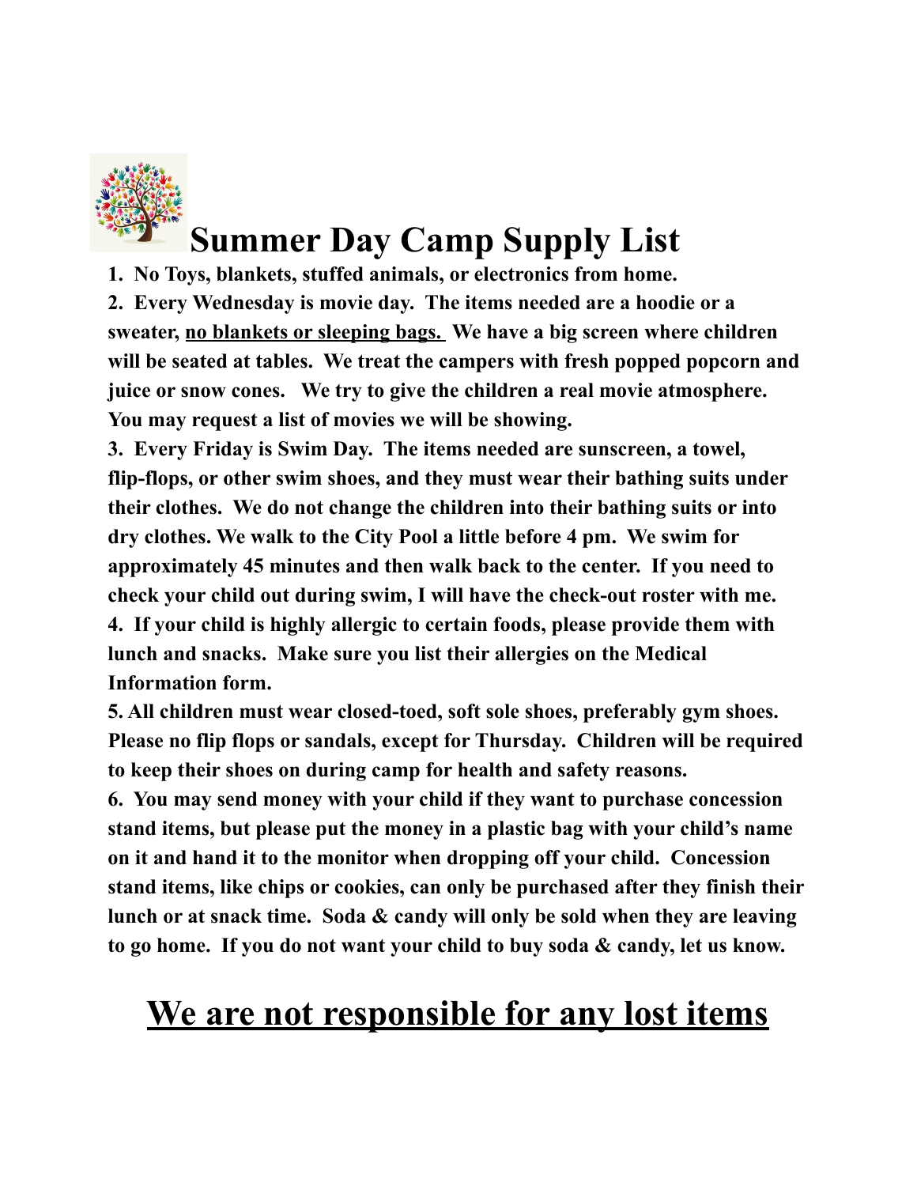# Summer Day Camp Supply List

**1. No Toys, blankets, stuffed animals, or electronics from home.**

**2. Every Wednesday is movie day. The items needed are a hoodie or a sweater, <u>no blankets or sleeping bags.</u> We have a big screen where children will be seated at tables. We treat the campers with fresh popped popcorn and juice or snow cones. We try to give the children a real movie atmosphere. You may request a list of movies we will be showing.**

**3. Every Friday is Swim Day. The items needed are sunscreen, a towel, flip-flops, or other swim shoes, and they must wear their bathing suits under their clothes. We do not change the children into their bathing suits or into dry clothes. We walk to the City Pool a little before 4 pm. We swim for approximately 45 minutes and then walk back to the center. If you need to check your child out during swim, I will have the check-out roster with me.**

**4. If your child is highly allergic to certain foods, please provide them with lunch and snacks. Make sure you list their allergies on the Medical Information form.**

**5. All children must wear closed-toed, soft sole shoes, preferably gym shoes. Please no flip flops or sandals, except for Thursday. Children will be required to keep their shoes on during camp for health and safety reasons.**

**6. You may send money with your child if they want to purchase concession stand items, but please put the money in a plastic bag with your child's name on it and hand it to the monitor when dropping off your child. Concession stand items, like chips or cookies, can only be purchased after they finish their lunch or at snack time. Soda & candy will only be sold when they are leaving to go home. If you do not want your child to buy soda & candy, let us know.**

## <u>We are not responsible for any lost items</u>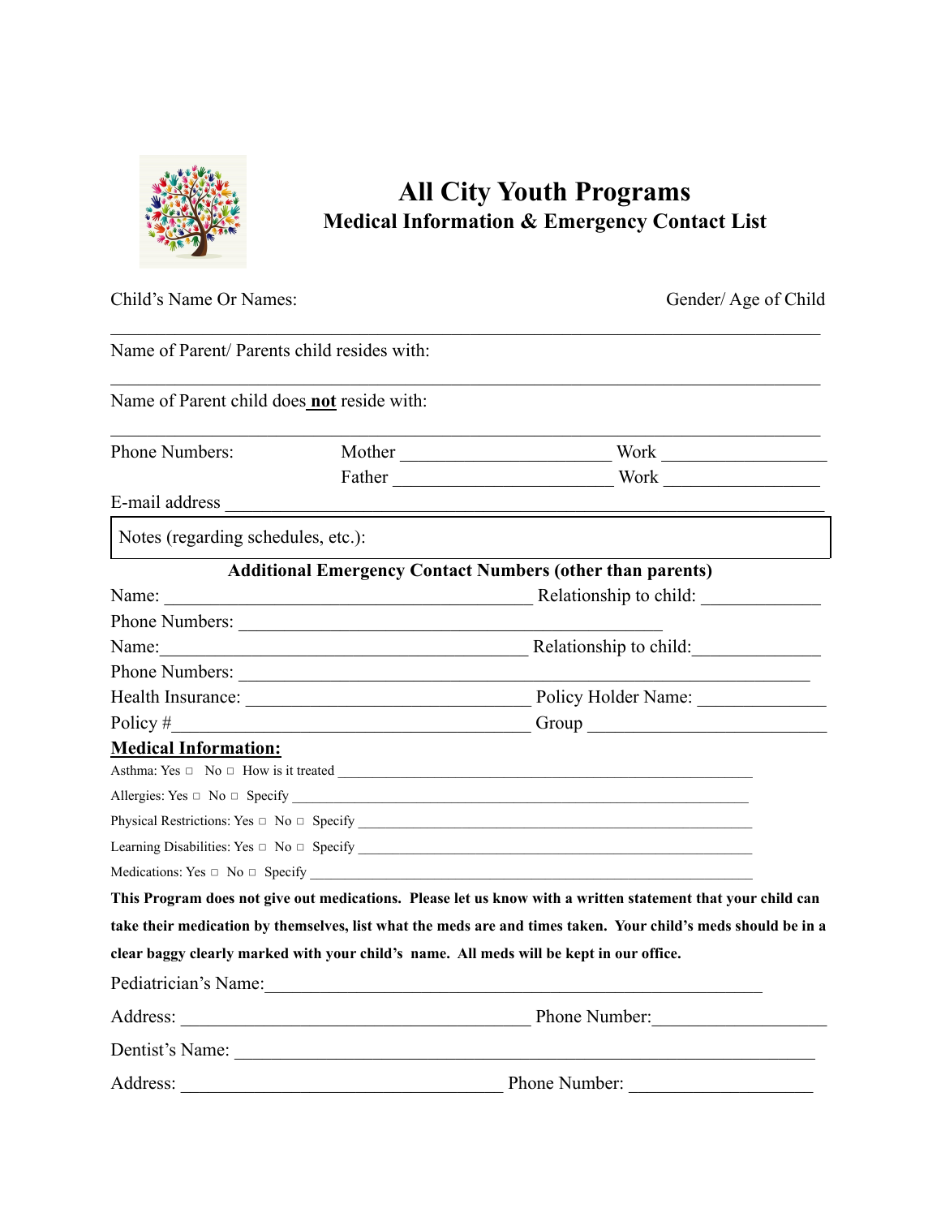# All City Youth Programs

## Medical Information & Emergency Contact List

Child's Name Or Names: Gender/ Age of Child

______________________________________________________________________________

Name of Parent/ Parents child resides with:

______________________________________________________________________________

Name of Parent child does **not** reside with:

______________________________________________________________________________

Phone Numbers: Mother ______________________ Work ________________

Father ______________________ Work ________________

E-mail address ____________________________________________________________

Notes (regarding schedules, etc.):

**Additional Emergency Contact Numbers (other than parents)**

Name: ________________________________________ Relationship to child: ____________

Phone Numbers: ____________________________________________

Name:________________________________________ Relationship to child:_____________

Phone Numbers: ______________________________________________________________

Health Insurance: _____________________________ Policy Holder Name: _____________

Policy #_______________________________________ Group _________________________

**Medical Information:**

Asthma: Yes □ No □ How is it treated ______________________________________________

Allergies: Yes □ No □ Specify ____________________________________________________

Physical Restrictions: Yes □ No □ Specify __________________________________________

Learning Disabilities: Yes □ No □ Specify __________________________________________

Medications: Yes □ No □ Specify __________________________________________________

**This Program does not give out medications. Please let us know with a written statement that your child can take their medication by themselves, list what the meds are and times taken. Your child's meds should be in a clear baggy clearly marked with your child's name. All meds will be kept in our office.**

Pediatrician's Name:_______________________________________________________

Address: ________________________________________ Phone Number:__________________

Dentist's Name: ____________________________________________________________

Address: ____________________________________ Phone Number: ___________________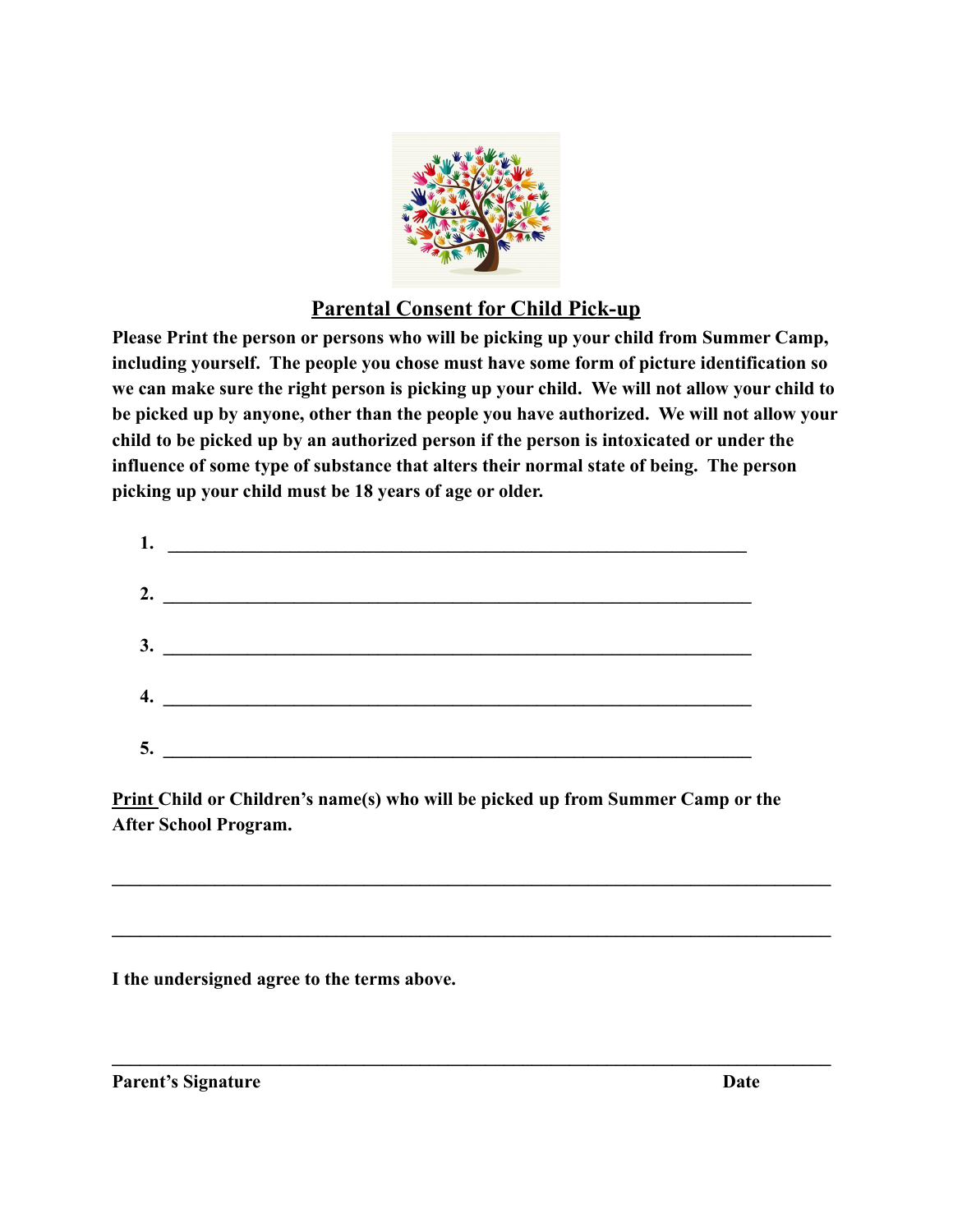## Parental Consent for Child Pick-up

**Please Print the person or persons who will be picking up your child from Summer Camp, including yourself. The people you chose must have some form of picture identification so we can make sure the right person is picking up your child. We will not allow your child to be picked up by anyone, other than the people you have authorized. We will not allow your child to be picked up by an authorized person if the person is intoxicated or under the influence of some type of substance that alters their normal state of being. The person picking up your child must be 18 years of age or older.**

1. ____________________________________________________________

2. ____________________________________________________________

3. ____________________________________________________________

4. ____________________________________________________________

5. ____________________________________________________________

**Print Child or Children's name(s) who will be picked up from Summer Camp or the After School Program.**

______________________________________________________________________

______________________________________________________________________

**I the undersigned agree to the terms above.**

______________________________________________________________________

**Parent's Signature** **Date**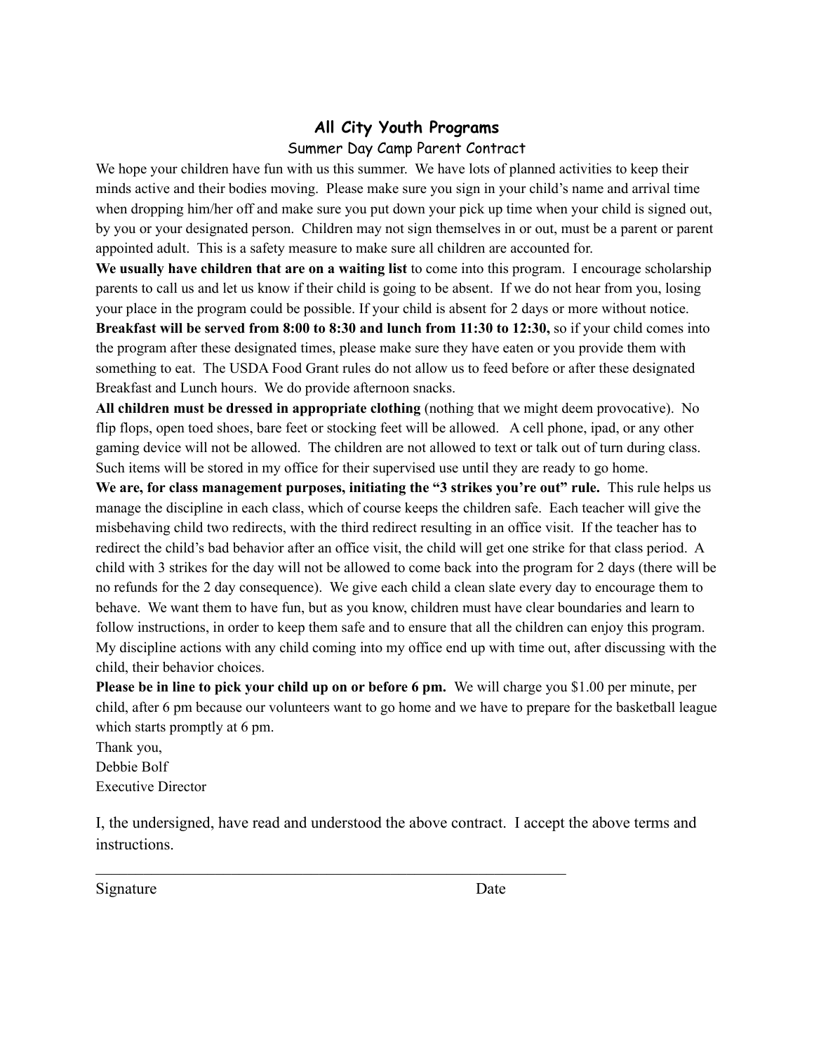## All City Youth Programs

### Summer Day Camp Parent Contract

We hope your children have fun with us this summer. We have lots of planned activities to keep their minds active and their bodies moving. Please make sure you sign in your child's name and arrival time when dropping him/her off and make sure you put down your pick up time when your child is signed out, by you or your designated person. Children may not sign themselves in or out, must be a parent or parent appointed adult. This is a safety measure to make sure all children are accounted for.

**We usually have children that are on a waiting list** to come into this program. I encourage scholarship parents to call us and let us know if their child is going to be absent. If we do not hear from you, losing your place in the program could be possible. If your child is absent for 2 days or more without notice.

**Breakfast will be served from 8:00 to 8:30 and lunch from 11:30 to 12:30,** so if your child comes into the program after these designated times, please make sure they have eaten or you provide them with something to eat. The USDA Food Grant rules do not allow us to feed before or after these designated Breakfast and Lunch hours. We do provide afternoon snacks.

**All children must be dressed in appropriate clothing** (nothing that we might deem provocative). No flip flops, open toed shoes, bare feet or stocking feet will be allowed. A cell phone, ipad, or any other gaming device will not be allowed. The children are not allowed to text or talk out of turn during class. Such items will be stored in my office for their supervised use until they are ready to go home.

**We are, for class management purposes, initiating the "3 strikes you're out" rule.** This rule helps us manage the discipline in each class, which of course keeps the children safe. Each teacher will give the misbehaving child two redirects, with the third redirect resulting in an office visit. If the teacher has to redirect the child's bad behavior after an office visit, the child will get one strike for that class period. A child with 3 strikes for the day will not be allowed to come back into the program for 2 days (there will be no refunds for the 2 day consequence). We give each child a clean slate every day to encourage them to behave. We want them to have fun, but as you know, children must have clear boundaries and learn to follow instructions, in order to keep them safe and to ensure that all the children can enjoy this program. My discipline actions with any child coming into my office end up with time out, after discussing with the child, their behavior choices.

**Please be in line to pick your child up on or before 6 pm.** We will charge you $1.00 per minute, per child, after 6 pm because our volunteers want to go home and we have to prepare for the basketball league which starts promptly at 6 pm.

Thank you,
Debbie Bolf
Executive Director

I, the undersigned, have read and understood the above contract. I accept the above terms and instructions.

_______________________________________________________________

Signature                                                                                    Date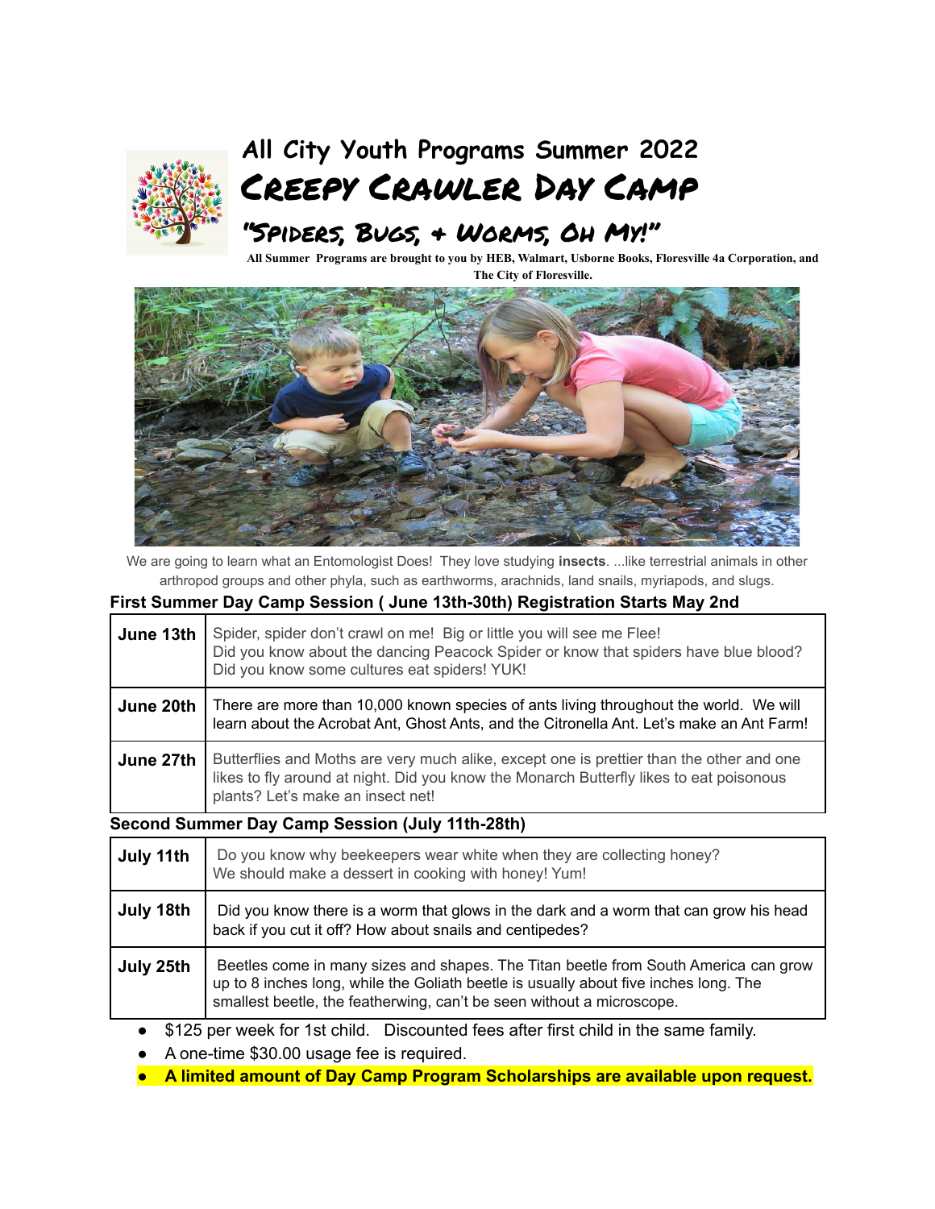# All City Youth Programs Summer 2022

# Creepy Crawler Day Camp

## "Spiders, Bugs, + Worms, Oh My!"

**All Summer Programs are brought to you by HEB, Walmart, Usborne Books, Floresville 4a Corporation, and The City of Floresville.**

We are going to learn what an Entomologist Does! They love studying **insects**. ...like terrestrial animals in other arthropod groups and other phyla, such as earthworms, arachnids, land snails, myriapods, and slugs.

**First Summer Day Camp Session ( June 13th-30th) Registration Starts May 2nd**

| | |
|---|---|
| **June 13th** | Spider, spider don't crawl on me! Big or little you will see me Flee!<br>Did you know about the dancing Peacock Spider or know that spiders have blue blood?<br>Did you know some cultures eat spiders! YUK! |
| **June 20th** | There are more than 10,000 known species of ants living throughout the world. We will learn about the Acrobat Ant, Ghost Ants, and the Citronella Ant. Let's make an Ant Farm! |
| **June 27th** | Butterflies and Moths are very much alike, except one is prettier than the other and one likes to fly around at night. Did you know the Monarch Butterfly likes to eat poisonous plants? Let's make an insect net! |

**Second Summer Day Camp Session (July 11th-28th)**

| | |
|---|---|
| **July 11th** | Do you know why beekeepers wear white when they are collecting honey?<br>We should make a dessert in cooking with honey! Yum! |
| **July 18th** | Did you know there is a worm that glows in the dark and a worm that can grow his head back if you cut it off? How about snails and centipedes? |
| **July 25th** | Beetles come in many sizes and shapes. The Titan beetle from South America can grow up to 8 inches long, while the Goliath beetle is usually about five inches long. The smallest beetle, the featherwing, can't be seen without a microscope. |

- $125 per week for 1st child. Discounted fees after first child in the same family.
- A one-time $30.00 usage fee is required.
- **A limited amount of Day Camp Program Scholarships are available upon request.**